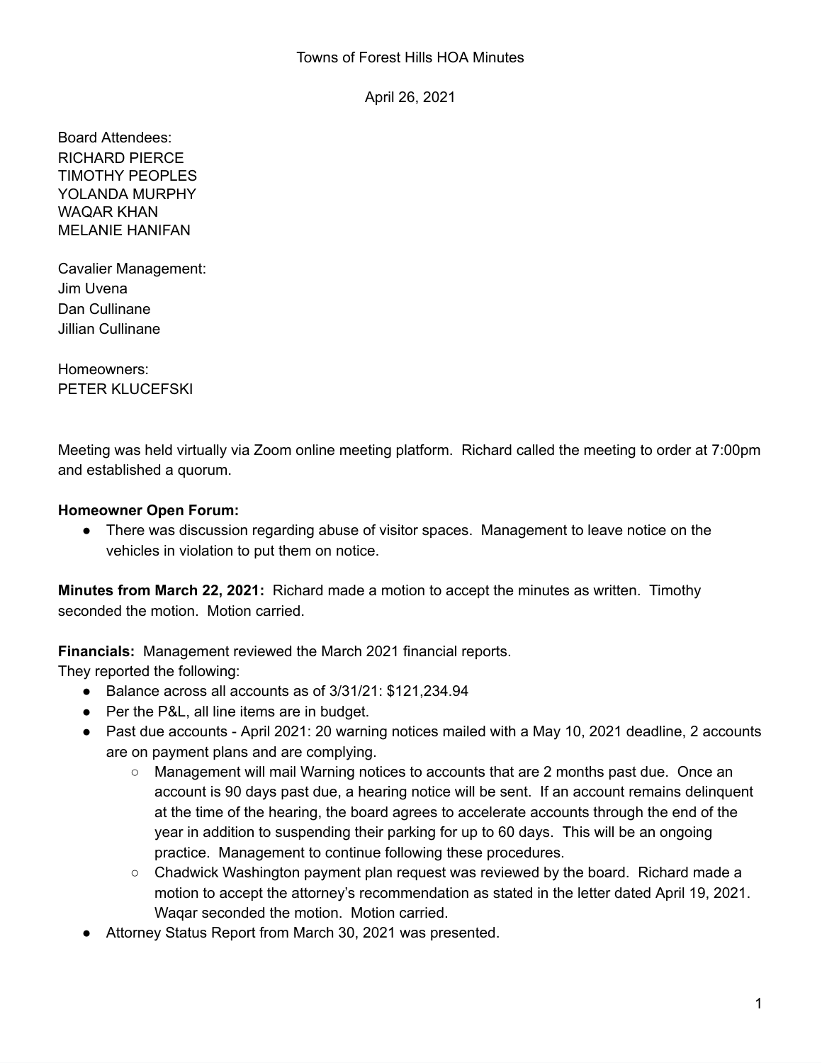Towns of Forest Hills HOA Minutes

April 26, 2021

Board Attendees:
RICHARD PIERCE
TIMOTHY PEOPLES
YOLANDA MURPHY
WAQAR KHAN
MELANIE HANIFAN

Cavalier Management:
Jim Uvena
Dan Cullinane
Jillian Cullinane

Homeowners:
PETER KLUCEFSKI

Meeting was held virtually via Zoom online meeting platform. Richard called the meeting to order at 7:00pm and established a quorum.

**Homeowner Open Forum:**

- There was discussion regarding abuse of visitor spaces. Management to leave notice on the vehicles in violation to put them on notice.

**Minutes from March 22, 2021:** Richard made a motion to accept the minutes as written. Timothy seconded the motion. Motion carried.

**Financials:** Management reviewed the March 2021 financial reports.
They reported the following:

- Balance across all accounts as of 3/31/21: $121,234.94
- Per the P&L, all line items are in budget.
- Past due accounts - April 2021: 20 warning notices mailed with a May 10, 2021 deadline, 2 accounts are on payment plans and are complying.
    - Management will mail Warning notices to accounts that are 2 months past due. Once an account is 90 days past due, a hearing notice will be sent. If an account remains delinquent at the time of the hearing, the board agrees to accelerate accounts through the end of the year in addition to suspending their parking for up to 60 days. This will be an ongoing practice. Management to continue following these procedures.
    - Chadwick Washington payment plan request was reviewed by the board. Richard made a motion to accept the attorney's recommendation as stated in the letter dated April 19, 2021. Waqar seconded the motion. Motion carried.
- Attorney Status Report from March 30, 2021 was presented.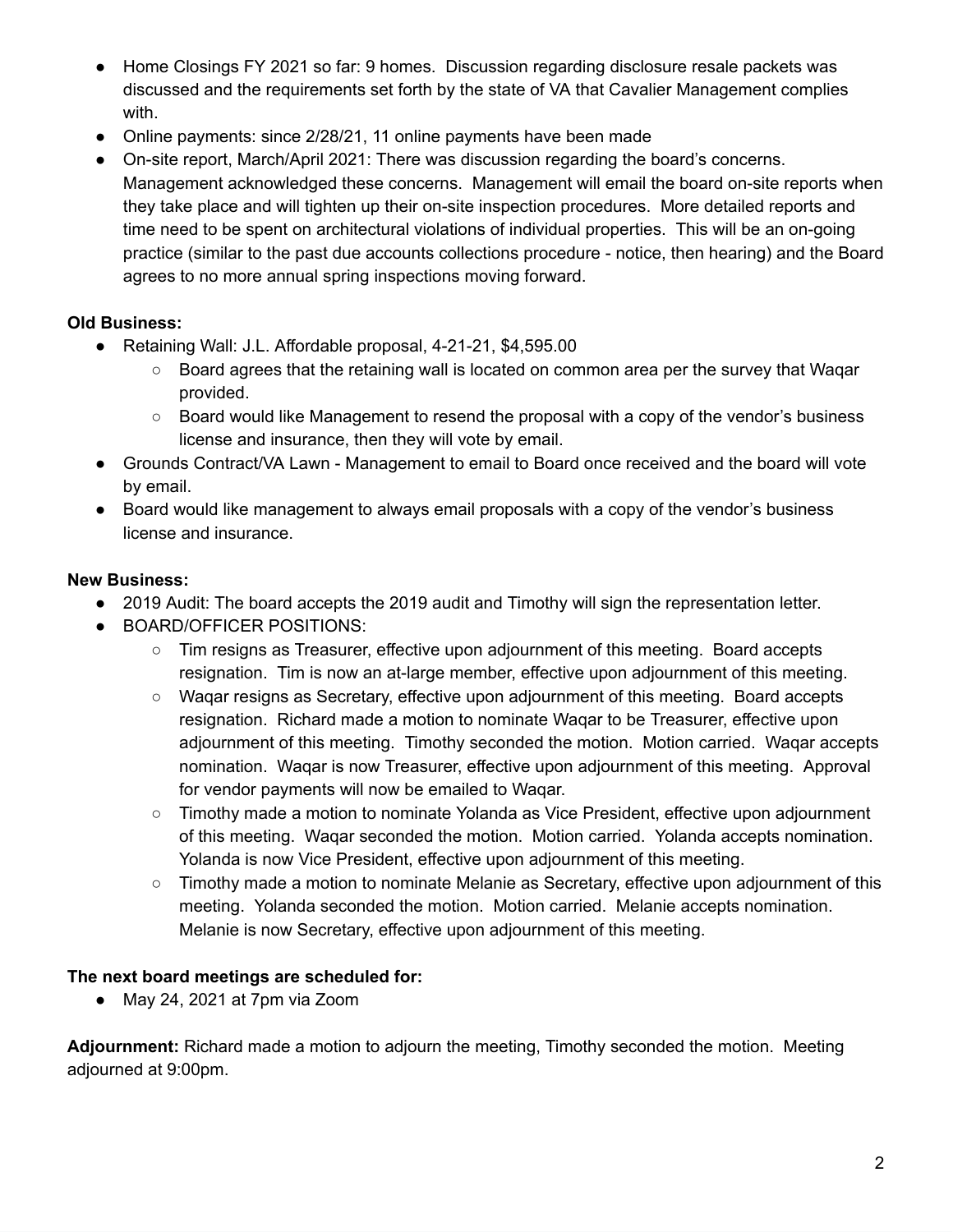- Home Closings FY 2021 so far: 9 homes. Discussion regarding disclosure resale packets was discussed and the requirements set forth by the state of VA that Cavalier Management complies with.
- Online payments: since 2/28/21, 11 online payments have been made
- On-site report, March/April 2021: There was discussion regarding the board's concerns. Management acknowledged these concerns. Management will email the board on-site reports when they take place and will tighten up their on-site inspection procedures. More detailed reports and time need to be spent on architectural violations of individual properties. This will be an on-going practice (similar to the past due accounts collections procedure - notice, then hearing) and the Board agrees to no more annual spring inspections moving forward.

**Old Business:**

- Retaining Wall: J.L. Affordable proposal, 4-21-21, $4,595.00
    - Board agrees that the retaining wall is located on common area per the survey that Waqar provided.
    - Board would like Management to resend the proposal with a copy of the vendor's business license and insurance, then they will vote by email.
- Grounds Contract/VA Lawn - Management to email to Board once received and the board will vote by email.
- Board would like management to always email proposals with a copy of the vendor's business license and insurance.

**New Business:**

- 2019 Audit: The board accepts the 2019 audit and Timothy will sign the representation letter.
- BOARD/OFFICER POSITIONS:
    - Tim resigns as Treasurer, effective upon adjournment of this meeting. Board accepts resignation. Tim is now an at-large member, effective upon adjournment of this meeting.
    - Waqar resigns as Secretary, effective upon adjournment of this meeting. Board accepts resignation. Richard made a motion to nominate Waqar to be Treasurer, effective upon adjournment of this meeting. Timothy seconded the motion. Motion carried. Waqar accepts nomination. Waqar is now Treasurer, effective upon adjournment of this meeting. Approval for vendor payments will now be emailed to Waqar.
    - Timothy made a motion to nominate Yolanda as Vice President, effective upon adjournment of this meeting. Waqar seconded the motion. Motion carried. Yolanda accepts nomination. Yolanda is now Vice President, effective upon adjournment of this meeting.
    - Timothy made a motion to nominate Melanie as Secretary, effective upon adjournment of this meeting. Yolanda seconded the motion. Motion carried. Melanie accepts nomination. Melanie is now Secretary, effective upon adjournment of this meeting.

**The next board meetings are scheduled for:**

- May 24, 2021 at 7pm via Zoom

**Adjournment:** Richard made a motion to adjourn the meeting, Timothy seconded the motion. Meeting adjourned at 9:00pm.